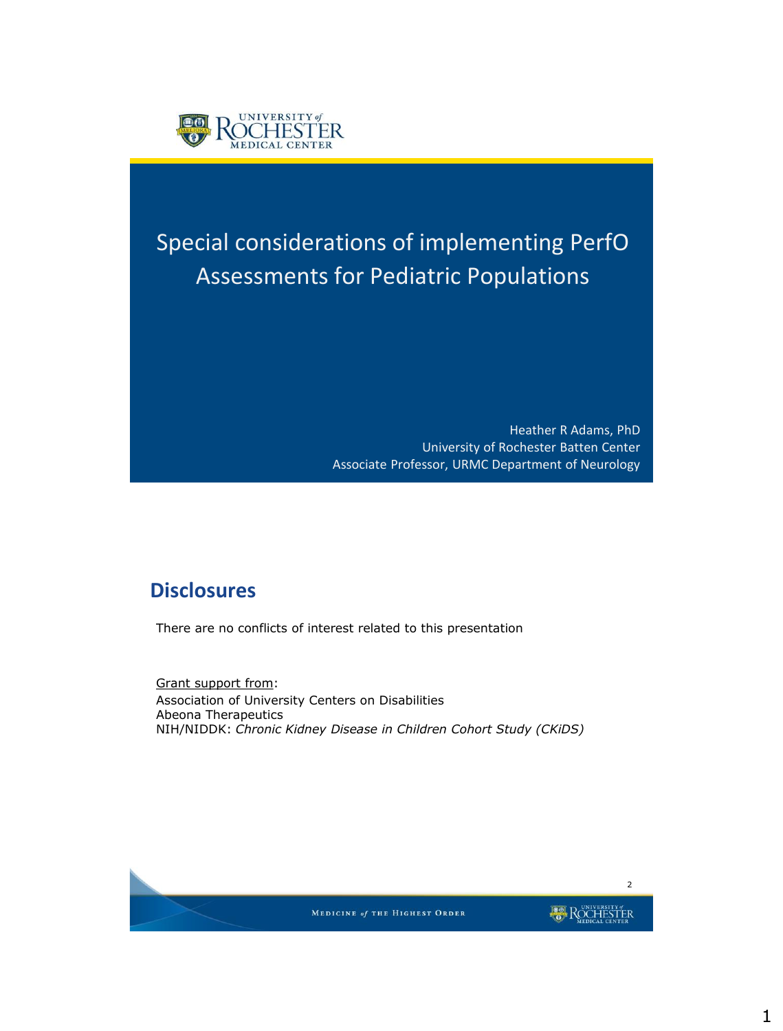# Special considerations of implementing PerfO Assessments for Pediatric Populations

Heather R Adams, PhD
University of Rochester Batten Center
Associate Professor, URMC Department of Neurology

## Disclosures

There are no conflicts of interest related to this presentation

Grant support from:
Association of University Centers on Disabilities
Abeona Therapeutics
NIH/NIDDK: *Chronic Kidney Disease in Children Cohort Study (CKiDS)*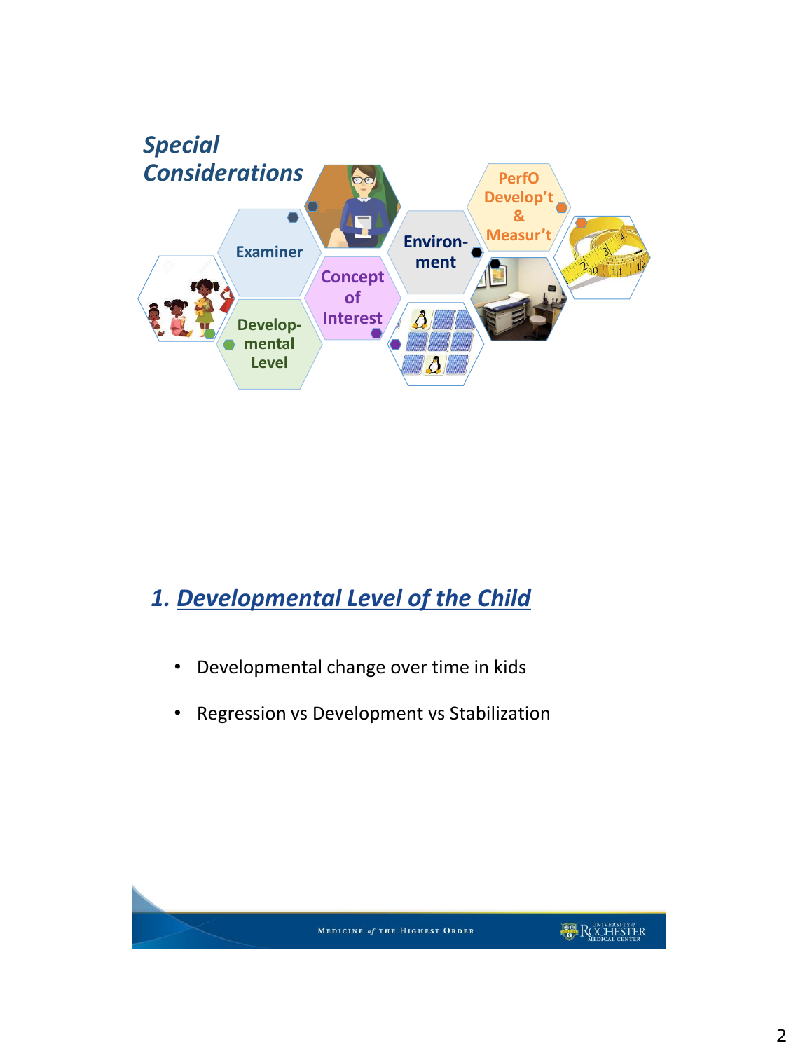*Special Considerations*

Examiner

Develop-mental Level

Concept of Interest

Environ-ment

PerfO Develop't & Measur't

## 1. Developmental Level of the Child

- Developmental change over time in kids
- Regression vs Development vs Stabilization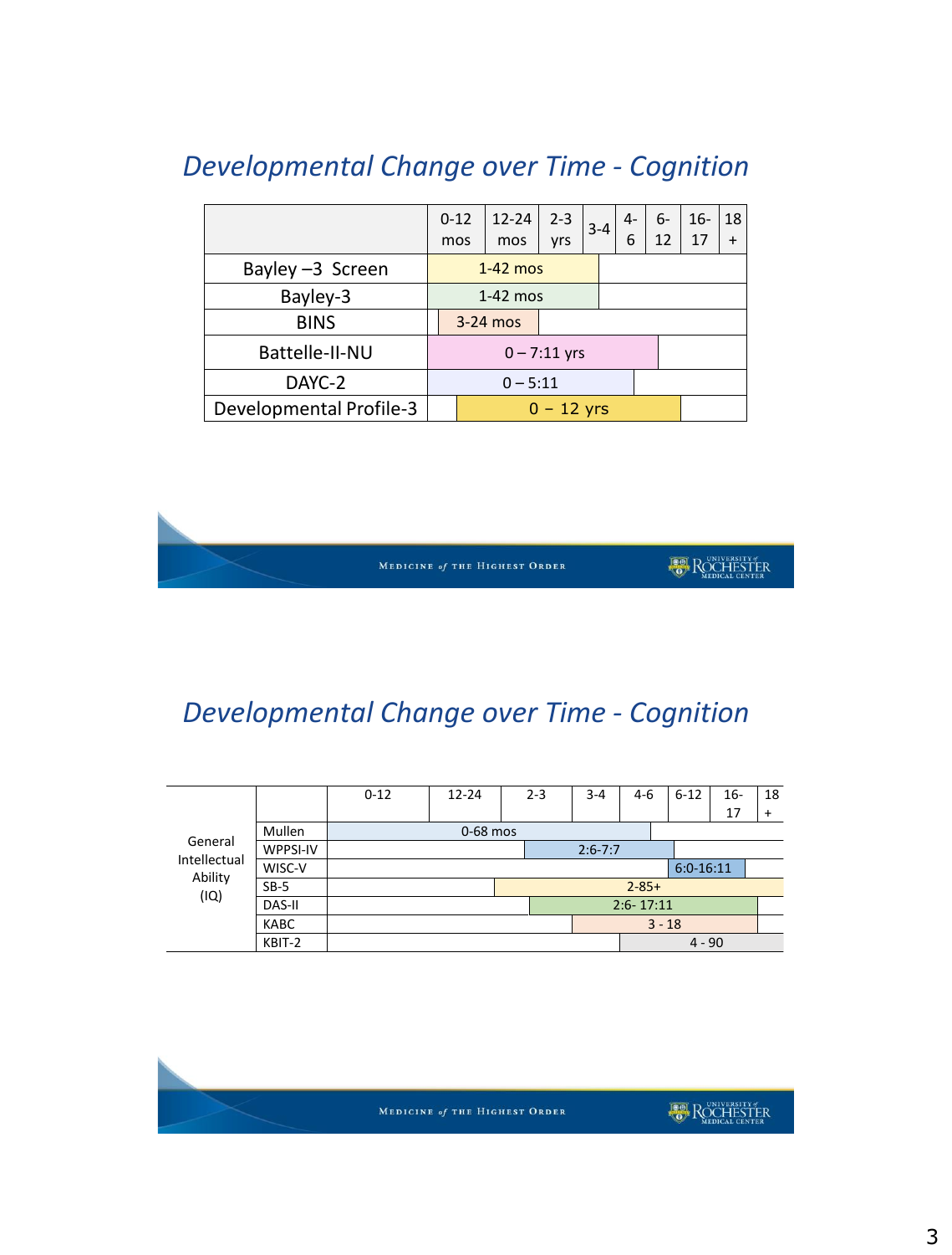## *Developmental Change over Time - Cognition*

| | 0-12 mos | 12-24 mos | 2-3 yrs | 3-4 | 4-6 | 6-12 | 16-17 | 18 + |
|---|---|---|---|---|---|---|---|---|
| Bayley –3 Screen | 1-42 mos | | | | | | | |
| Bayley-3 | 1-42 mos | | | | | | | |
| BINS | 3-24 mos | | | | | | | |
| Battelle-II-NU | 0 – 7:11 yrs | | | | | | | |
| DAYC-2 | 0 – 5:11 | | | | | | | |
| Developmental Profile-3 | 0 – 12 yrs | | | | | | | |

## *Developmental Change over Time - Cognition*

| | | 0-12 | 12-24 | 2-3 | 3-4 | 4-6 | 6-12 | 16-17 | 18 + |
|---|---|---|---|---|---|---|---|---|---|
| General Intellectual Ability (IQ) | Mullen | 0-68 mos | | | | | | | |
| | WPPSI-IV | | | 2:6-7:7 | | | | | |
| | WISC-V | | | | | | 6:0-16:11 | | |
| | SB-5 | | | 2-85+ | | | | | |
| | DAS-II | | | 2:6- 17:11 | | | | | |
| | KABC | | | | 3 - 18 | | | | |
| | KBIT-2 | | | | | 4 - 90 | | | |

MEDICINE *of* THE HIGHEST ORDER

UNIVERSITY *of* ROCHESTER MEDICAL CENTER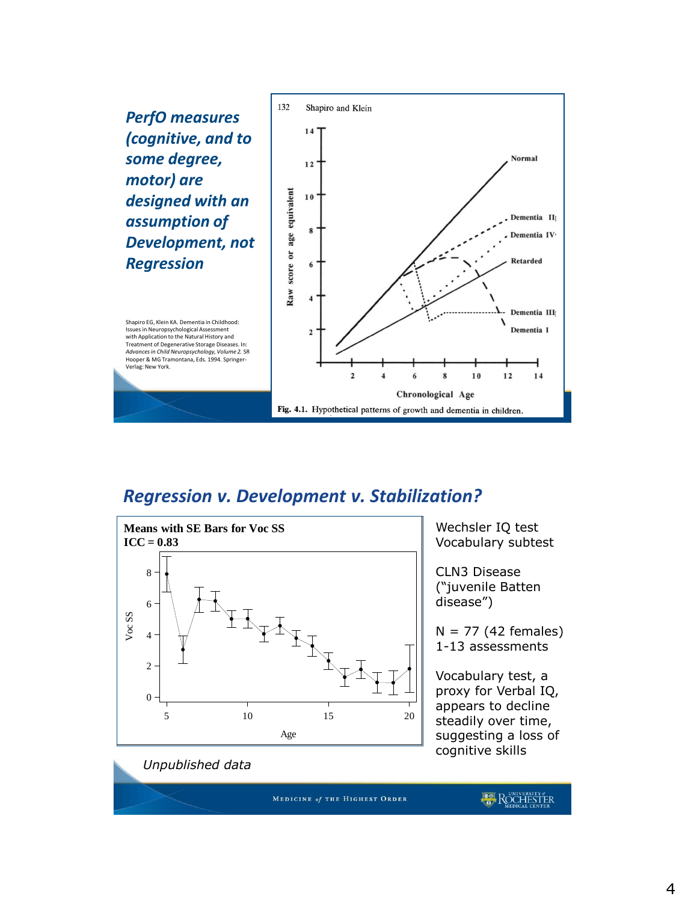## PerfO measures (cognitive, and to some degree, motor) are designed with an assumption of Development, not Regression

Shapiro EG, Klein KA. Dementia in Childhood: Issues in Neuropsychological Assessment with Application to the Natural History and Treatment of Degenerative Storage Diseases. In: *Advances in Child Neuropsychology, Volume 2.* SR Hooper & MG Tramontana, Eds. 1994. Springer-Verlag: New York.

Fig. 4.1. Hypothetical patterns of growth and dementia in children.

## Regression v. Development v. Stabilization?

Means with SE Bars for Voc SS
ICC = 0.83

Wechsler IQ test Vocabulary subtest

CLN3 Disease ("juvenile Batten disease")

N = 77 (42 females)
1-13 assessments

Vocabulary test, a proxy for Verbal IQ, appears to decline steadily over time, suggesting a loss of cognitive skills

*Unpublished data*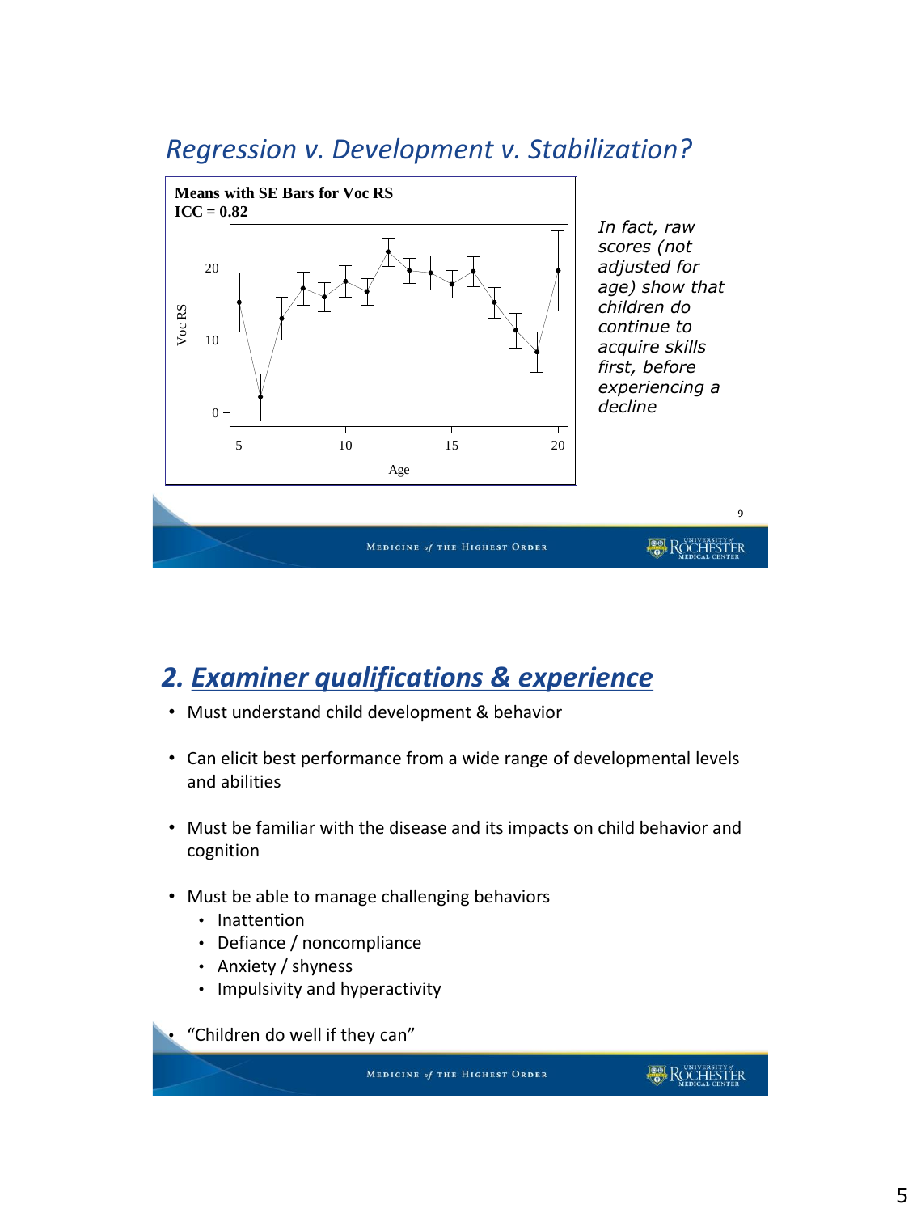## Regression v. Development v. Stabilization?

**Means with SE Bars for Voc RS**
**ICC = 0.82**

*In fact, raw scores (not adjusted for age) show that children do continue to acquire skills first, before experiencing a decline*

## 2. Examiner qualifications & experience

- Must understand child development & behavior
- Can elicit best performance from a wide range of developmental levels and abilities
- Must be familiar with the disease and its impacts on child behavior and cognition
- Must be able to manage challenging behaviors
  - Inattention
  - Defiance / noncompliance
  - Anxiety / shyness
  - Impulsivity and hyperactivity
- "Children do well if they can"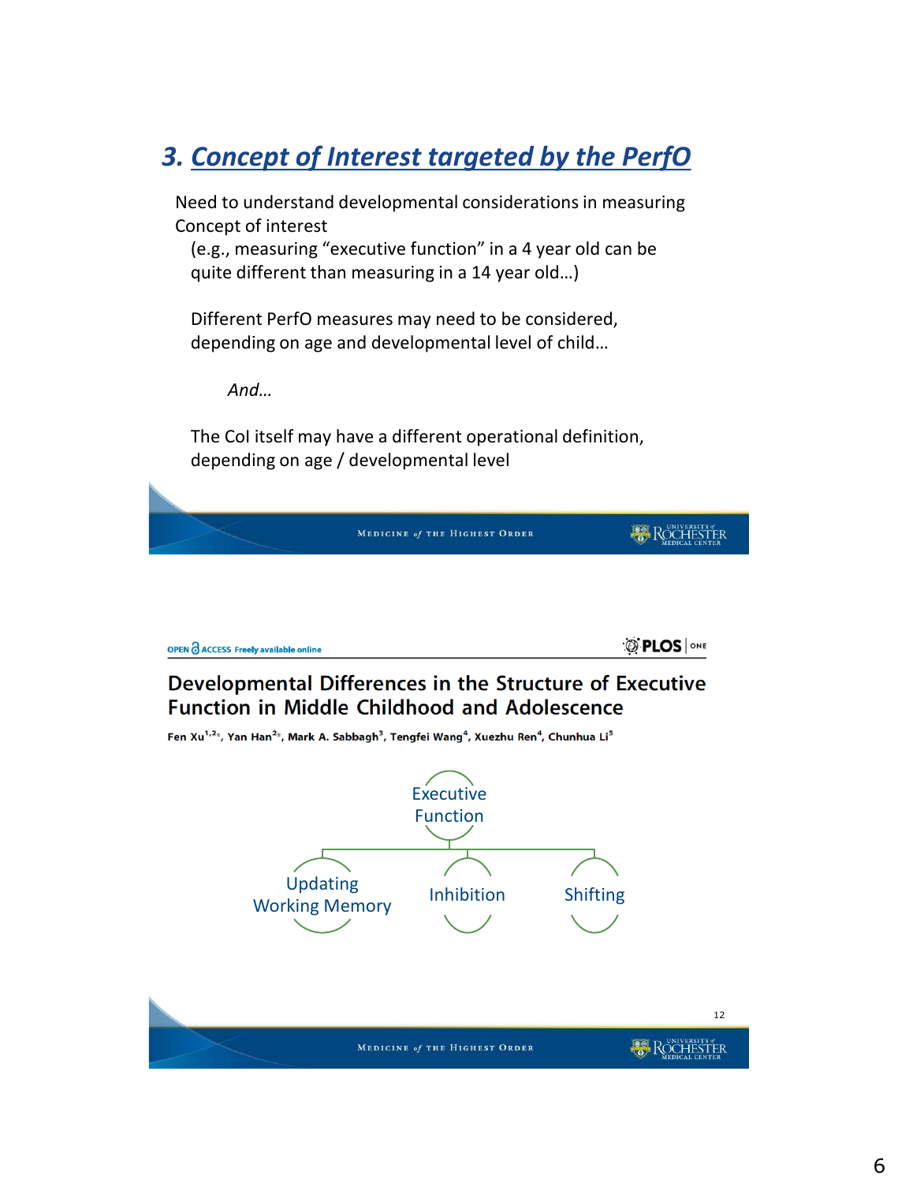## 3. Concept of Interest targeted by the PerfO

Need to understand developmental considerations in measuring Concept of interest

(e.g., measuring "executive function" in a 4 year old can be quite different than measuring in a 14 year old…)

Different PerfO measures may need to be considered, depending on age and developmental level of child…

*And…*

The CoI itself may have a different operational definition, depending on age / developmental level

---

OPEN ACCESS Freely available online — PLOS ONE

**Developmental Differences in the Structure of Executive Function in Middle Childhood and Adolescence**

Fen Xu[1,2], Yan Han[2], Mark A. Sabbagh[3], Tengfei Wang[4], Xuezhu Ren[4], Chunhua Li[5]

Executive Function

- Updating Working Memory
- Inhibition
- Shifting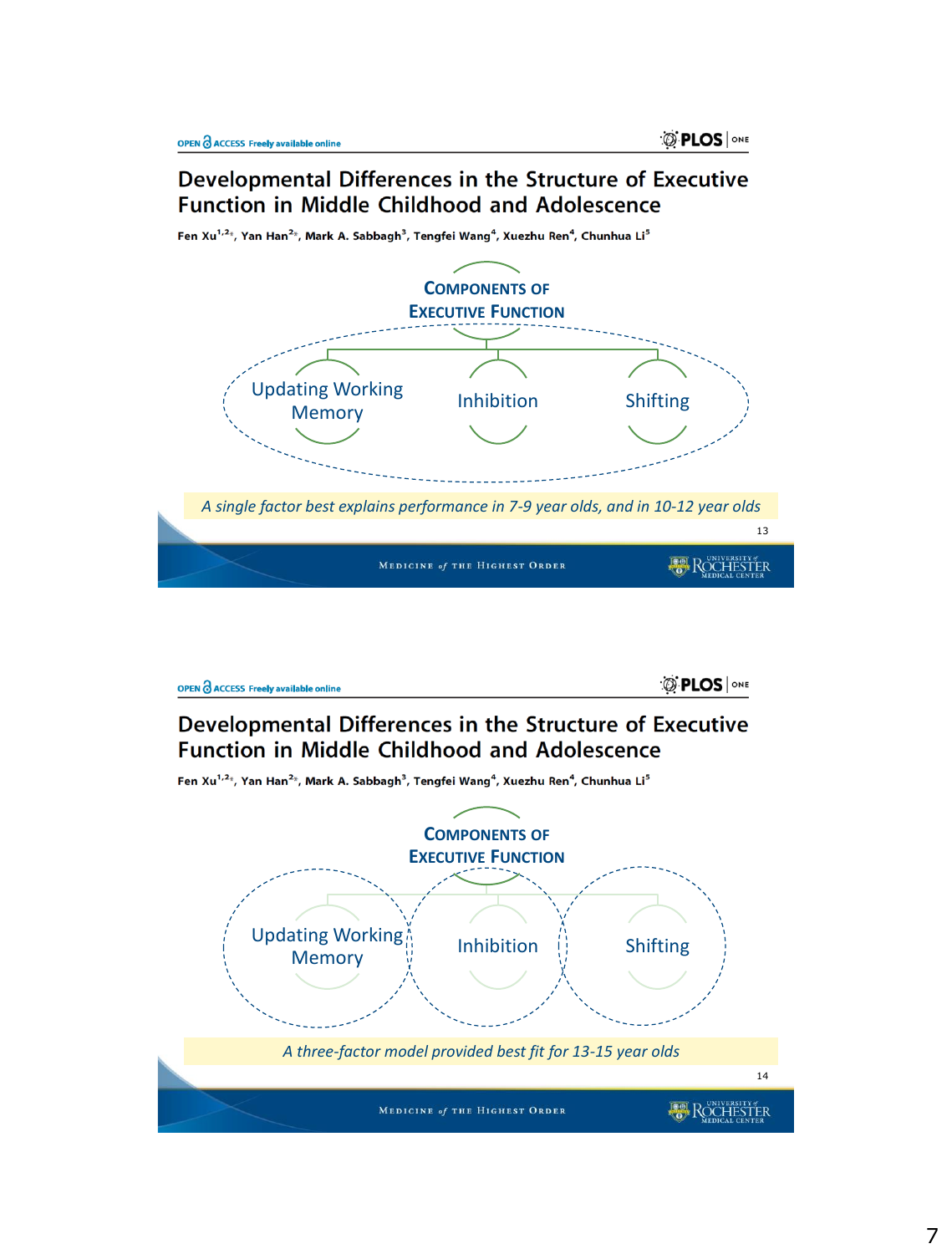OPEN ACCESS Freely available online

PLOS | ONE

## Developmental Differences in the Structure of Executive Function in Middle Childhood and Adolescence

Fen Xu[1,2]*, Yan Han[2]*, Mark A. Sabbagh[3], Tengfei Wang[4], Xuezhu Ren[4], Chunhua Li[5]

**COMPONENTS OF EXECUTIVE FUNCTION**

- Updating Working Memory
- Inhibition
- Shifting

*A single factor best explains performance in 7-9 year olds, and in 10-12 year olds*

MEDICINE *of* THE HIGHEST ORDER — UNIVERSITY *of* ROCHESTER MEDICAL CENTER

---

OPEN ACCESS Freely available online

PLOS | ONE

## Developmental Differences in the Structure of Executive Function in Middle Childhood and Adolescence

Fen Xu[1,2]*, Yan Han[2]*, Mark A. Sabbagh[3], Tengfei Wang[4], Xuezhu Ren[4], Chunhua Li[5]

**COMPONENTS OF EXECUTIVE FUNCTION**

- Updating Working Memory
- Inhibition
- Shifting

*A three-factor model provided best fit for 13-15 year olds*

MEDICINE *of* THE HIGHEST ORDER — UNIVERSITY *of* ROCHESTER MEDICAL CENTER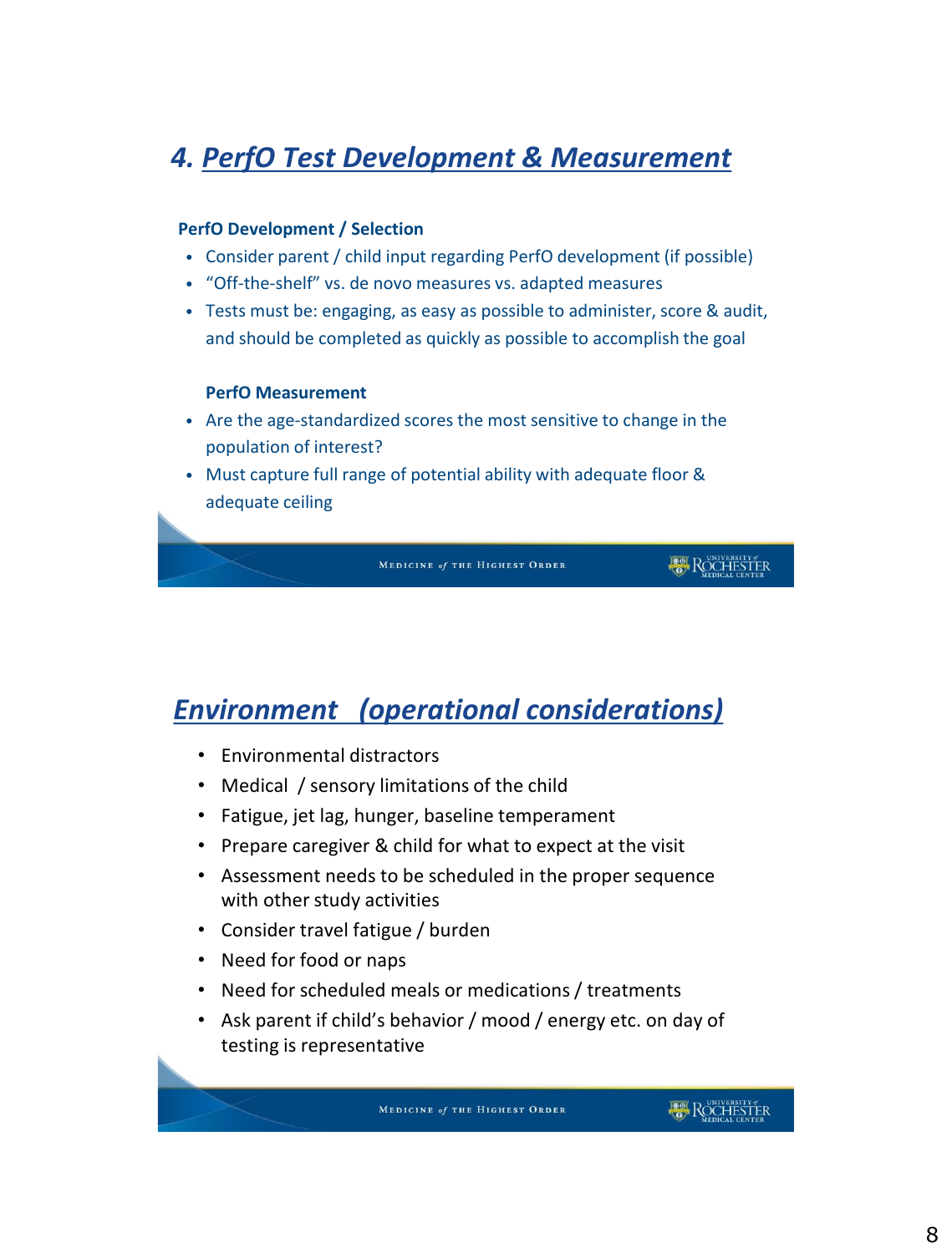## 4. *PerfO Test Development & Measurement*

**PerfO Development / Selection**

- Consider parent / child input regarding PerfO development (if possible)
- "Off-the-shelf" vs. de novo measures vs. adapted measures
- Tests must be: engaging, as easy as possible to administer, score & audit, and should be completed as quickly as possible to accomplish the goal

**PerfO Measurement**

- Are the age-standardized scores the most sensitive to change in the population of interest?
- Must capture full range of potential ability with adequate floor & adequate ceiling

## *Environment (operational considerations)*

- Environmental distractors
- Medical / sensory limitations of the child
- Fatigue, jet lag, hunger, baseline temperament
- Prepare caregiver & child for what to expect at the visit
- Assessment needs to be scheduled in the proper sequence with other study activities
- Consider travel fatigue / burden
- Need for food or naps
- Need for scheduled meals or medications / treatments
- Ask parent if child's behavior / mood / energy etc. on day of testing is representative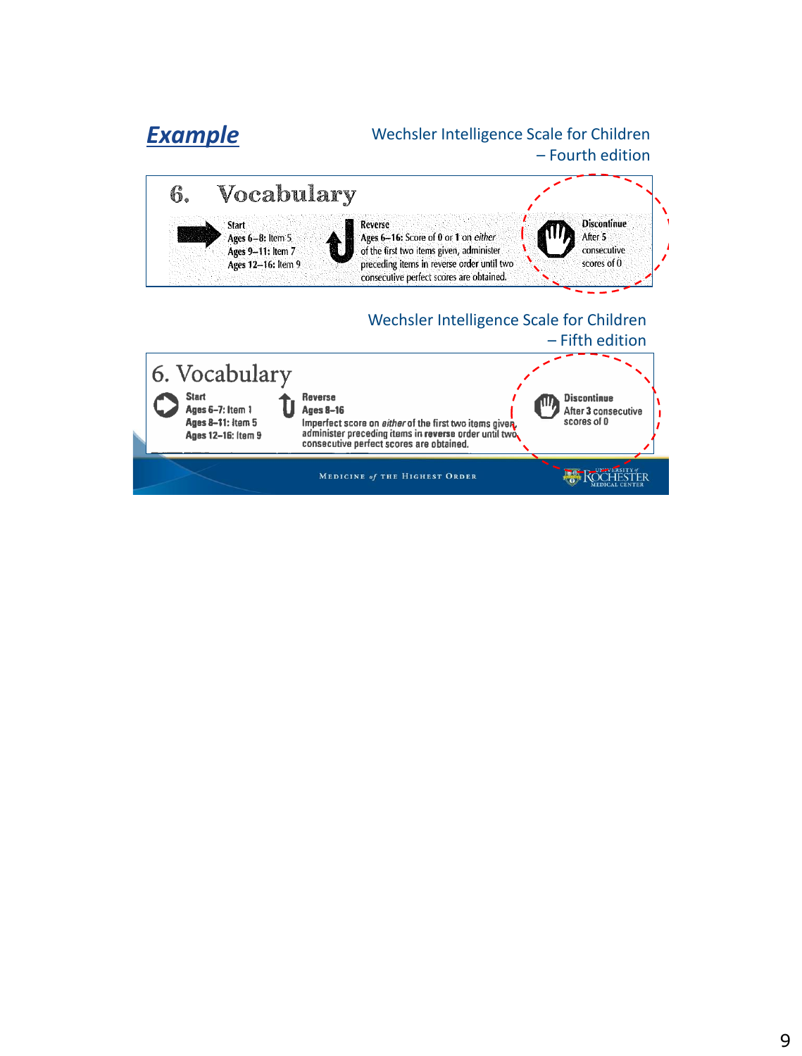## *Example*

Wechsler Intelligence Scale for Children – Fourth edition

### 6. Vocabulary

**Start**
Ages 6–8: Item 5
Ages 9–11: Item 7
Ages 12–16: Item 9

**Reverse**
Ages 6–16: Score of 0 or 1 on *either* of the first two items given, administer preceding items in reverse order until two consecutive perfect scores are obtained.

**Discontinue**
After 5 consecutive scores of 0

Wechsler Intelligence Scale for Children – Fifth edition

### 6. Vocabulary

**Start**
Ages 6–7: Item 1
Ages 8–11: Item 5
Ages 12–16: Item 9

**Reverse**
Ages 8–16
Imperfect score on *either* of the first two items given, administer preceding items in **reverse** order until two consecutive perfect scores are obtained.

**Discontinue**
After 3 consecutive scores of 0